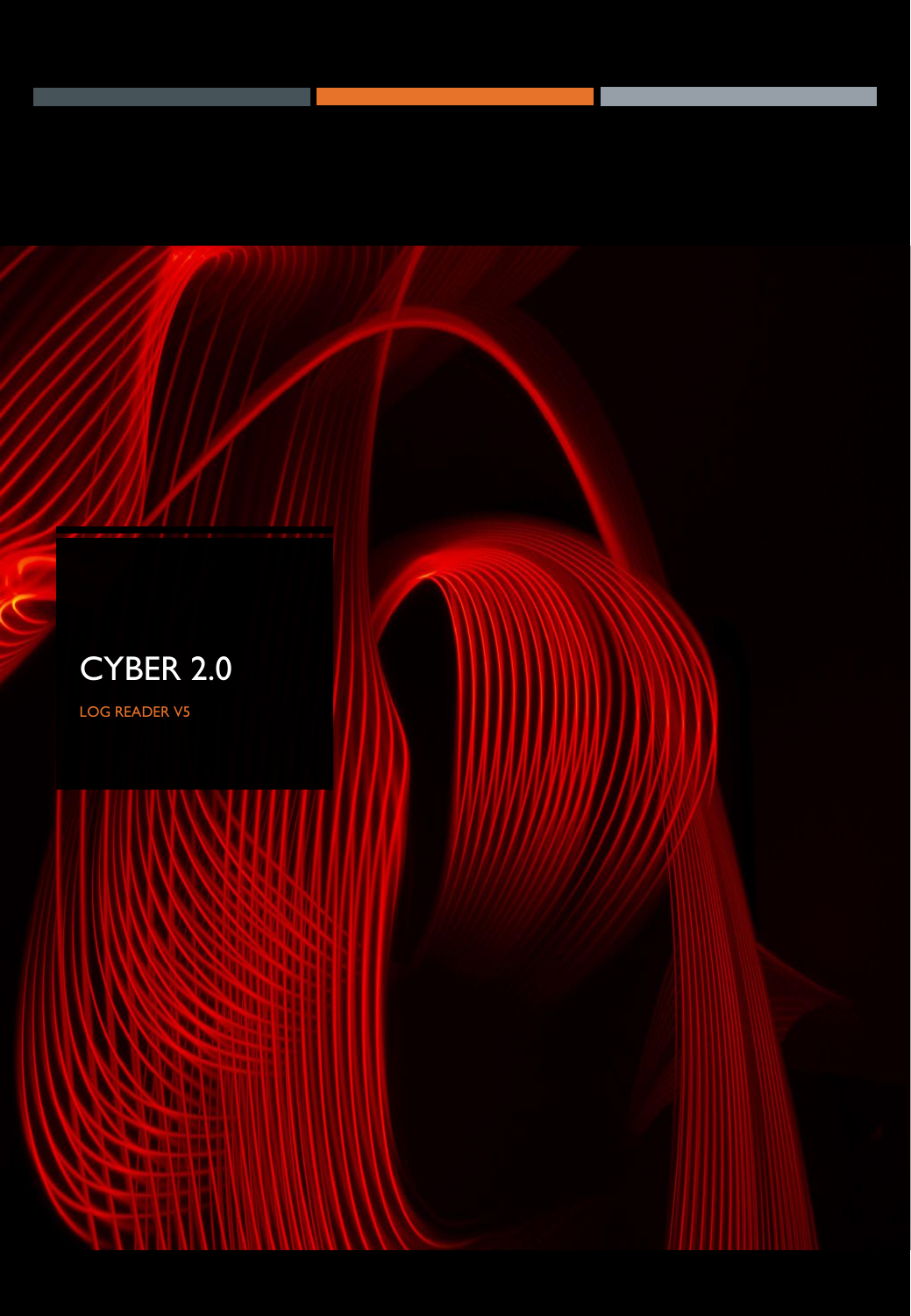# CYBER 2.0

LOG READER V5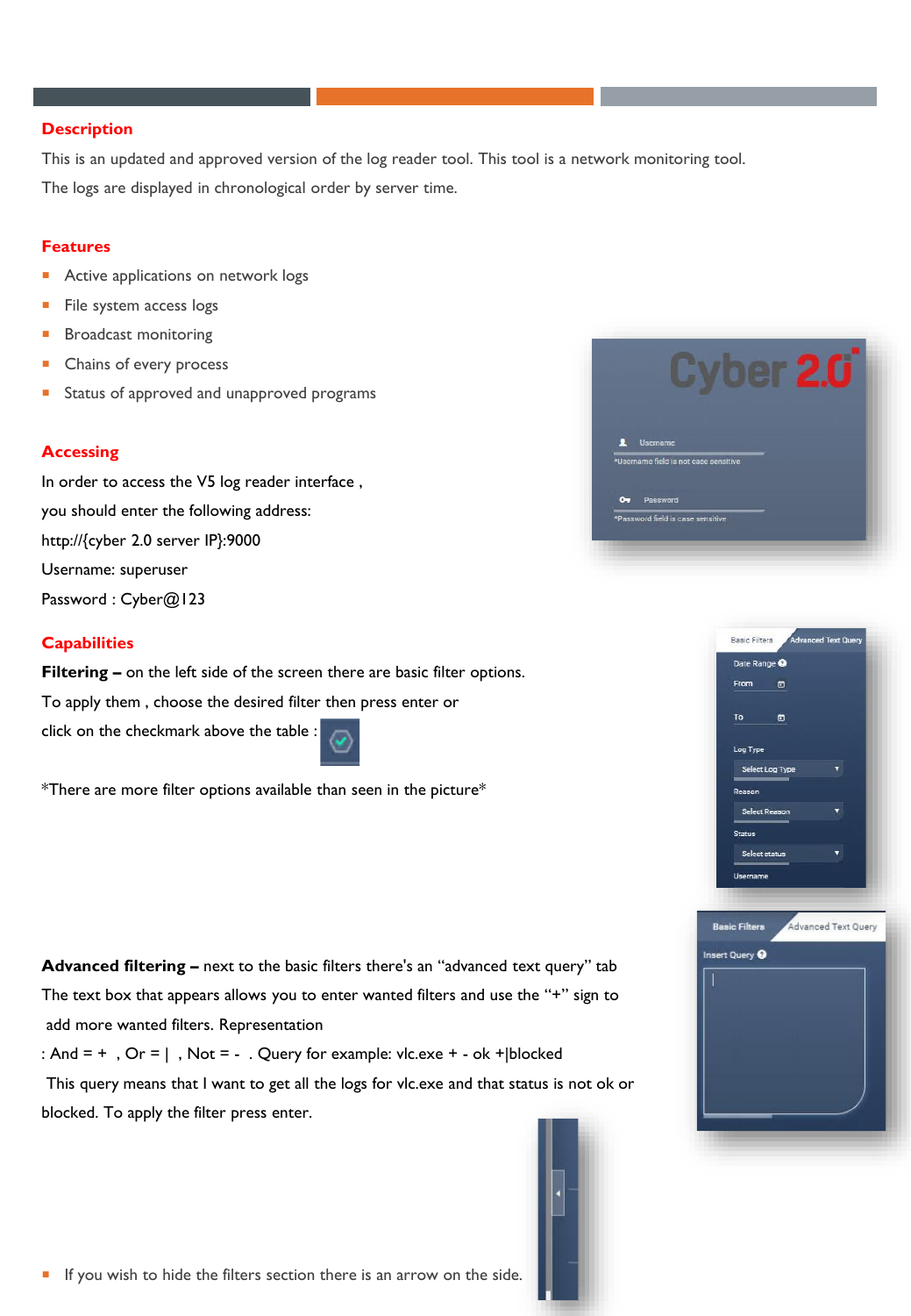## Description

This is an updated and approved version of the log reader tool. This tool is a network monitoring tool.

The logs are displayed in chronological order by server time.

## Features

- Active applications on network logs
- File system access logs
- Broadcast monitoring
- Chains of every process
- Status of approved and unapproved programs

## Accessing

In order to access the V5 log reader interface ,

you should enter the following address:

http://{cyber 2.0 server IP}:9000

Username: superuser

Password : Cyber@123

## Capabilities

**Filtering –** on the left side of the screen there are basic filter options.

To apply them , choose the desired filter then press enter or

click on the checkmark above the table :

*There are more filter options available than seen in the picture*

**Advanced filtering –** next to the basic filters there's an "advanced text query" tab

The text box that appears allows you to enter wanted filters and use the "+" sign to add more wanted filters. Representation

: And = + , Or = | , Not = - . Query for example: vlc.exe + - ok +|blocked

This query means that I want to get all the logs for vlc.exe and that status is not ok or blocked. To apply the filter press enter.

- If you wish to hide the filters section there is an arrow on the side.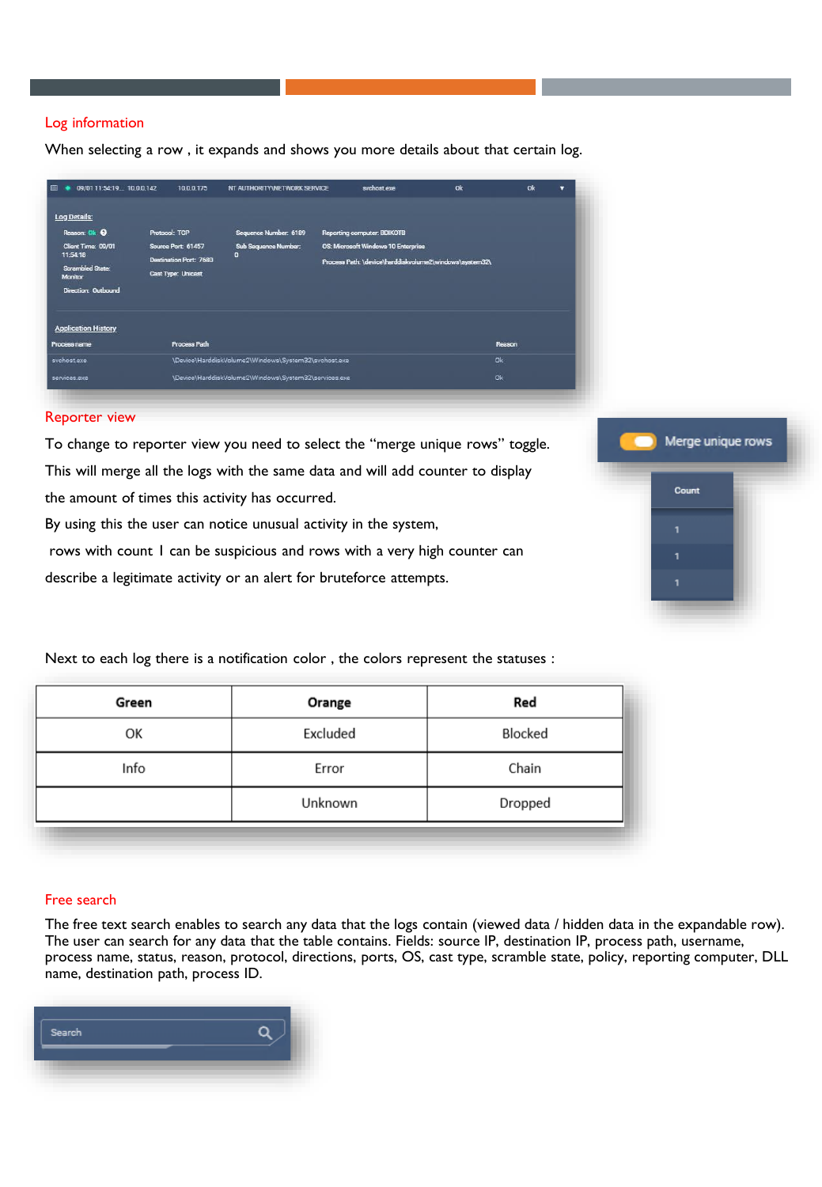## Log information

When selecting a row , it expands and shows you more details about that certain log.

## Reporter view

To change to reporter view you need to select the “merge unique rows” toggle.

This will merge all the logs with the same data and will add counter to display the amount of times this activity has occurred.

By using this the user can notice unusual activity in the system, rows with count 1 can be suspicious and rows with a very high counter can describe a legitimate activity or an alert for bruteforce attempts.

Next to each log there is a notification color , the colors represent the statuses :

| Green | Orange | Red |
|---|---|---|
| OK | Excluded | Blocked |
| Info | Error | Chain |
| | Unknown | Dropped |

## Free search

The free text search enables to search any data that the logs contain (viewed data / hidden data in the expandable row). The user can search for any data that the table contains. Fields: source IP, destination IP, process path, username, process name, status, reason, protocol, directions, ports, OS, cast type, scramble state, policy, reporting computer, DLL name, destination path, process ID.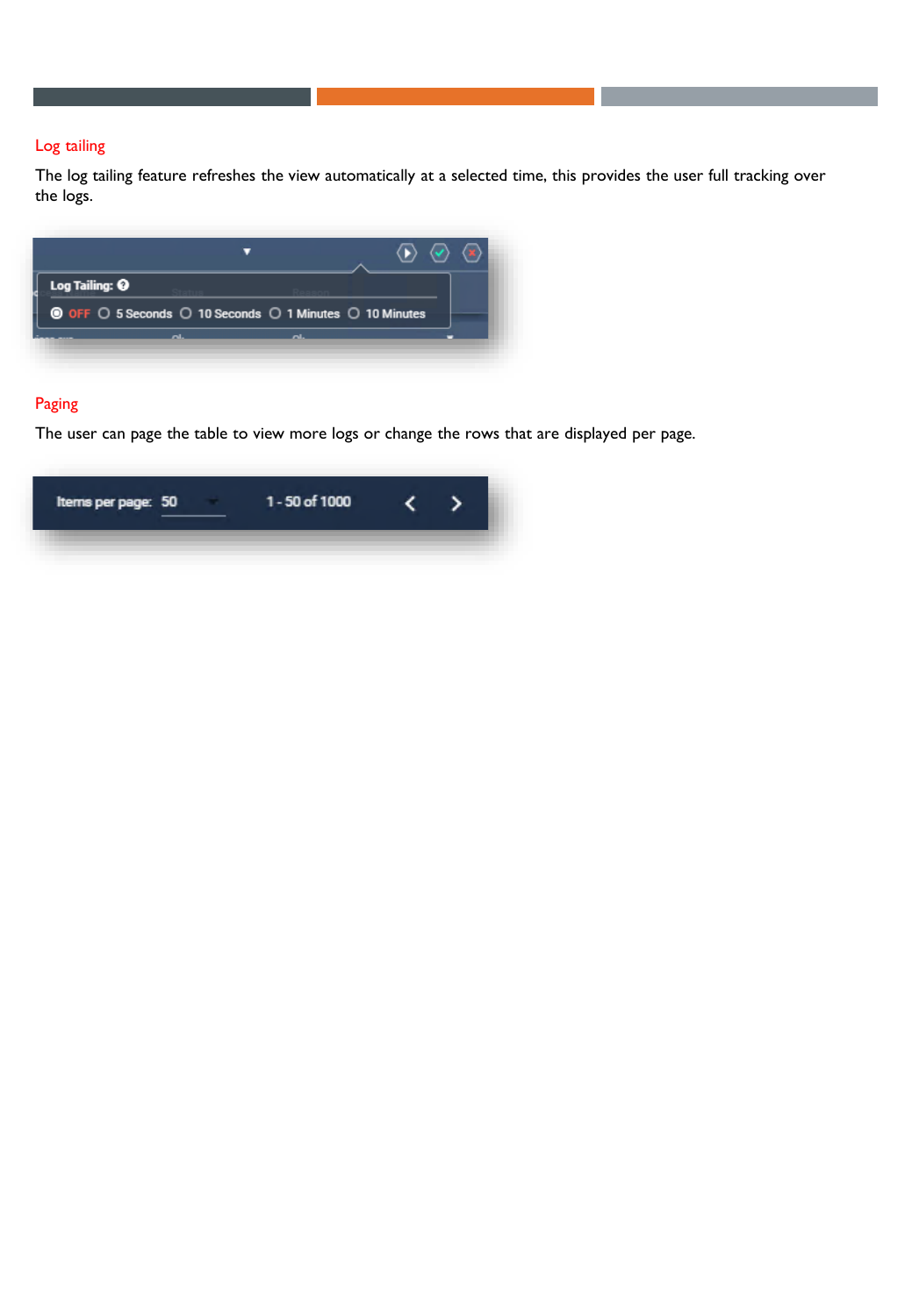## Log tailing

The log tailing feature refreshes the view automatically at a selected time, this provides the user full tracking over the logs.

## Paging

The user can page the table to view more logs or change the rows that are displayed per page.